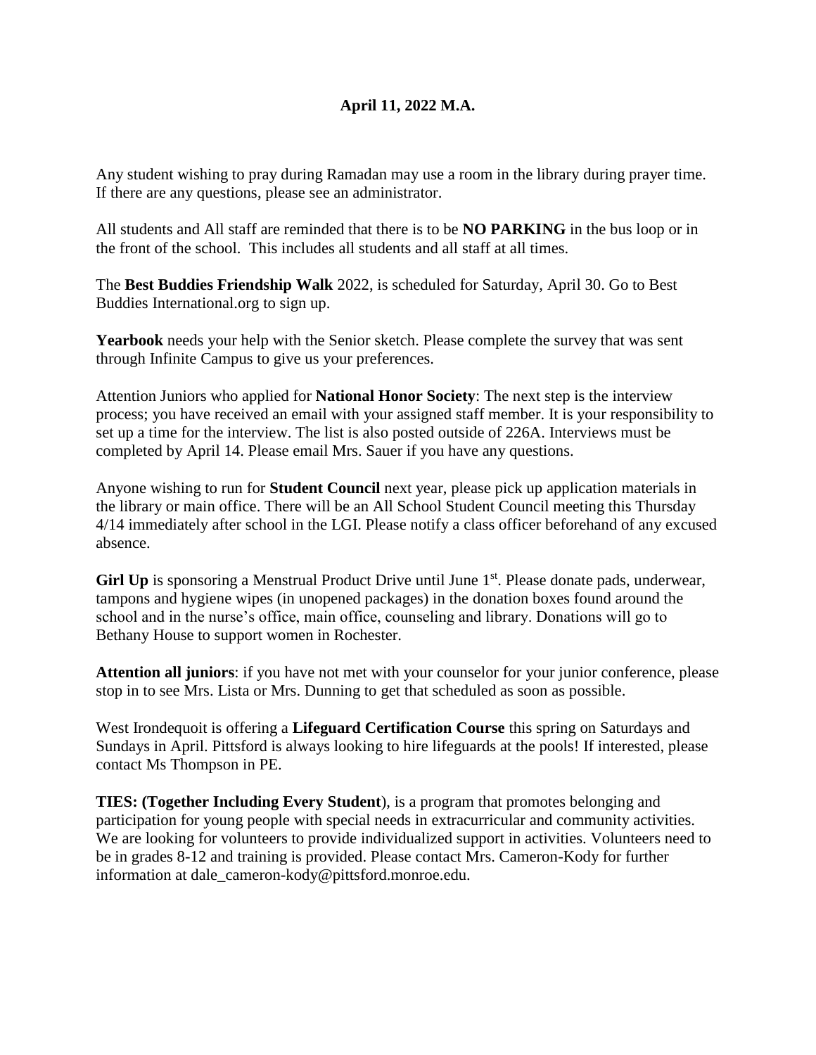**April 11, 2022 M.A.**

Any student wishing to pray during Ramadan may use a room in the library during prayer time. If there are any questions, please see an administrator.

All students and All staff are reminded that there is to be **NO PARKING** in the bus loop or in the front of the school. This includes all students and all staff at all times.

The **Best Buddies Friendship Walk** 2022, is scheduled for Saturday, April 30. Go to Best Buddies International.org to sign up.

**Yearbook** needs your help with the Senior sketch. Please complete the survey that was sent through Infinite Campus to give us your preferences.

Attention Juniors who applied for **National Honor Society**: The next step is the interview process; you have received an email with your assigned staff member. It is your responsibility to set up a time for the interview. The list is also posted outside of 226A. Interviews must be completed by April 14. Please email Mrs. Sauer if you have any questions.

Anyone wishing to run for **Student Council** next year, please pick up application materials in the library or main office. There will be an All School Student Council meeting this Thursday 4/14 immediately after school in the LGI. Please notify a class officer beforehand of any excused absence.

**Girl Up** is sponsoring a Menstrual Product Drive until June 1st. Please donate pads, underwear, tampons and hygiene wipes (in unopened packages) in the donation boxes found around the school and in the nurse's office, main office, counseling and library. Donations will go to Bethany House to support women in Rochester.

**Attention all juniors**: if you have not met with your counselor for your junior conference, please stop in to see Mrs. Lista or Mrs. Dunning to get that scheduled as soon as possible.

West Irondequoit is offering a **Lifeguard Certification Course** this spring on Saturdays and Sundays in April. Pittsford is always looking to hire lifeguards at the pools! If interested, please contact Ms Thompson in PE.

**TIES: (Together Including Every Student**), is a program that promotes belonging and participation for young people with special needs in extracurricular and community activities. We are looking for volunteers to provide individualized support in activities. Volunteers need to be in grades 8-12 and training is provided. Please contact Mrs. Cameron-Kody for further information at dale_cameron-kody@pittsford.monroe.edu.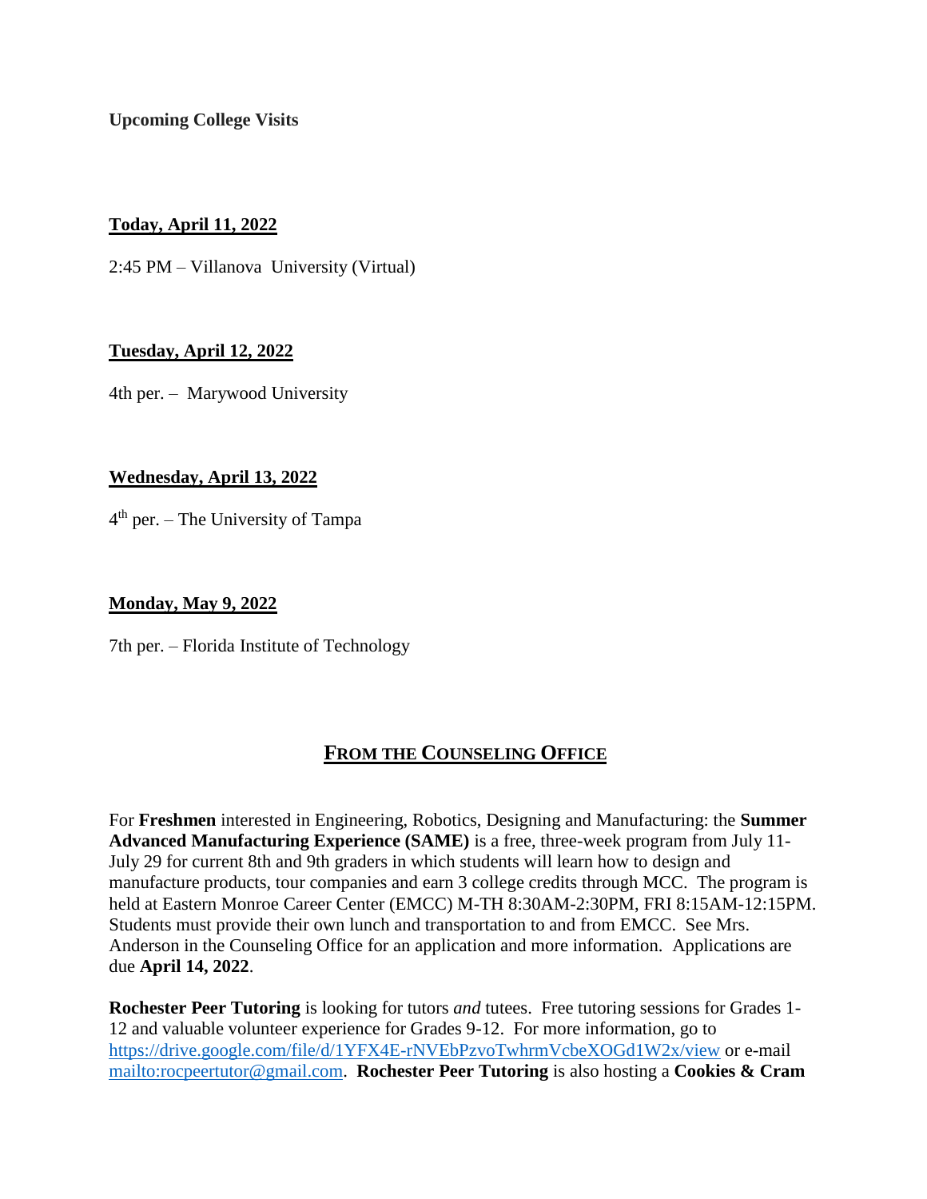**Upcoming College Visits**

**Today, April 11, 2022**

2:45 PM – Villanova University (Virtual)

**Tuesday, April 12, 2022**

4th per. – Marywood University

**Wednesday, April 13, 2022**

4th per. – The University of Tampa

**Monday, May 9, 2022**

7th per. – Florida Institute of Technology

## FROM THE COUNSELING OFFICE

For **Freshmen** interested in Engineering, Robotics, Designing and Manufacturing: the **Summer Advanced Manufacturing Experience (SAME)** is a free, three-week program from July 11-July 29 for current 8th and 9th graders in which students will learn how to design and manufacture products, tour companies and earn 3 college credits through MCC. The program is held at Eastern Monroe Career Center (EMCC) M-TH 8:30AM-2:30PM, FRI 8:15AM-12:15PM. Students must provide their own lunch and transportation to and from EMCC. See Mrs. Anderson in the Counseling Office for an application and more information. Applications are due **April 14, 2022**.

**Rochester Peer Tutoring** is looking for tutors *and* tutees. Free tutoring sessions for Grades 1-12 and valuable volunteer experience for Grades 9-12. For more information, go to https://drive.google.com/file/d/1YFX4E-rNVEbPzvoTwhrmVcbeXOGd1W2x/view or e-mail mailto:rocpeertutor@gmail.com. **Rochester Peer Tutoring** is also hosting a **Cookies & Cram**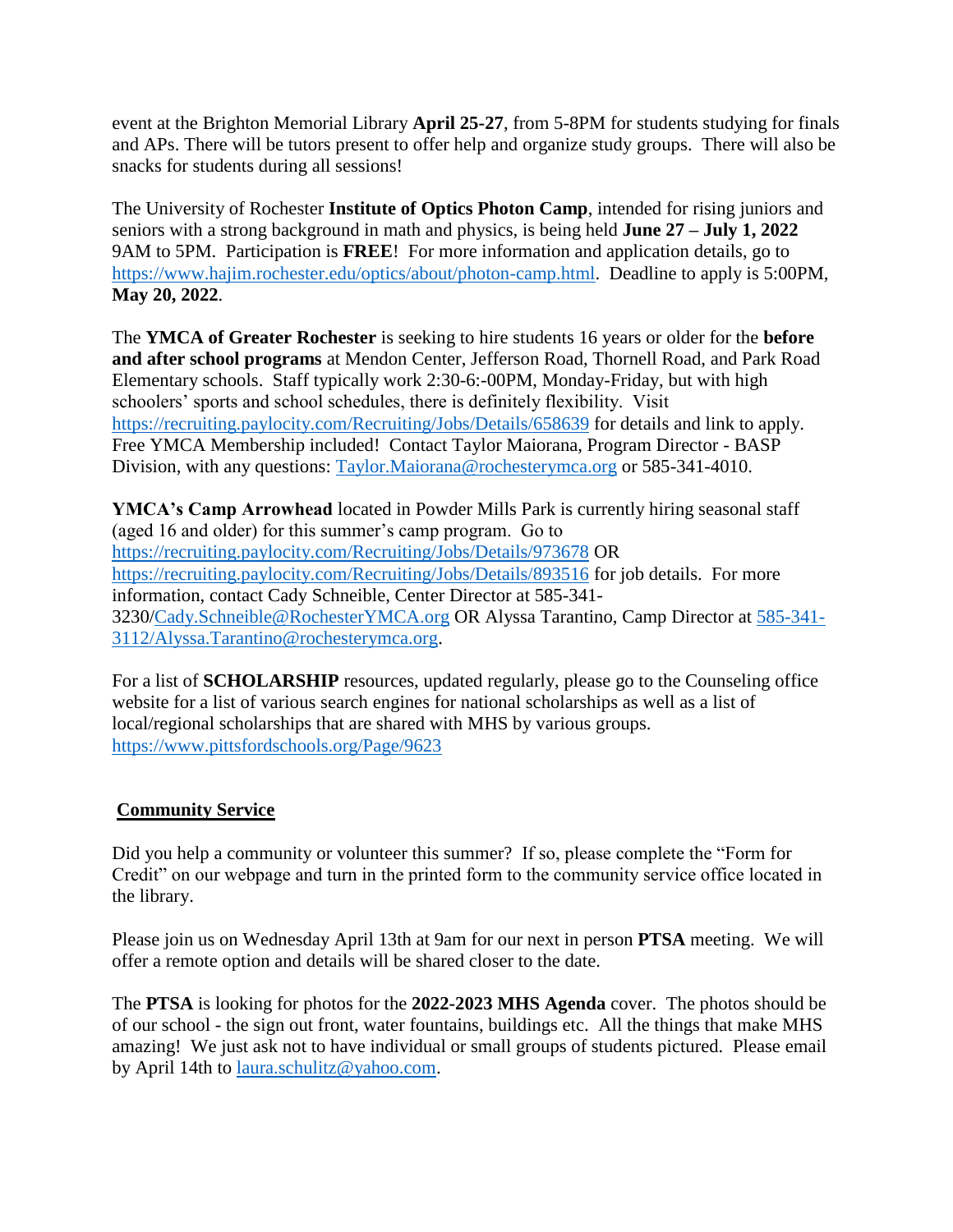event at the Brighton Memorial Library **April 25-27**, from 5-8PM for students studying for finals and APs. There will be tutors present to offer help and organize study groups. There will also be snacks for students during all sessions!

The University of Rochester **Institute of Optics Photon Camp**, intended for rising juniors and seniors with a strong background in math and physics, is being held **June 27 – July 1, 2022** 9AM to 5PM. Participation is **FREE**! For more information and application details, go to https://www.hajim.rochester.edu/optics/about/photon-camp.html. Deadline to apply is 5:00PM, **May 20, 2022**.

The **YMCA of Greater Rochester** is seeking to hire students 16 years or older for the **before and after school programs** at Mendon Center, Jefferson Road, Thornell Road, and Park Road Elementary schools. Staff typically work 2:30-6:-00PM, Monday-Friday, but with high schoolers' sports and school schedules, there is definitely flexibility. Visit https://recruiting.paylocity.com/Recruiting/Jobs/Details/658639 for details and link to apply. Free YMCA Membership included! Contact Taylor Maiorana, Program Director - BASP Division, with any questions: Taylor.Maiorana@rochesterymca.org or 585-341-4010.

**YMCA's Camp Arrowhead** located in Powder Mills Park is currently hiring seasonal staff (aged 16 and older) for this summer's camp program. Go to https://recruiting.paylocity.com/Recruiting/Jobs/Details/973678 OR https://recruiting.paylocity.com/Recruiting/Jobs/Details/893516 for job details. For more information, contact Cady Schneible, Center Director at 585-341-3230/Cady.Schneible@RochesterYMCA.org OR Alyssa Tarantino, Camp Director at 585-341-3112/Alyssa.Tarantino@rochesterymca.org.

For a list of **SCHOLARSHIP** resources, updated regularly, please go to the Counseling office website for a list of various search engines for national scholarships as well as a list of local/regional scholarships that are shared with MHS by various groups. https://www.pittsfordschools.org/Page/9623

## Community Service

Did you help a community or volunteer this summer? If so, please complete the "Form for Credit" on our webpage and turn in the printed form to the community service office located in the library.

Please join us on Wednesday April 13th at 9am for our next in person **PTSA** meeting. We will offer a remote option and details will be shared closer to the date.

The **PTSA** is looking for photos for the **2022-2023 MHS Agenda** cover. The photos should be of our school - the sign out front, water fountains, buildings etc. All the things that make MHS amazing! We just ask not to have individual or small groups of students pictured. Please email by April 14th to laura.schulitz@yahoo.com.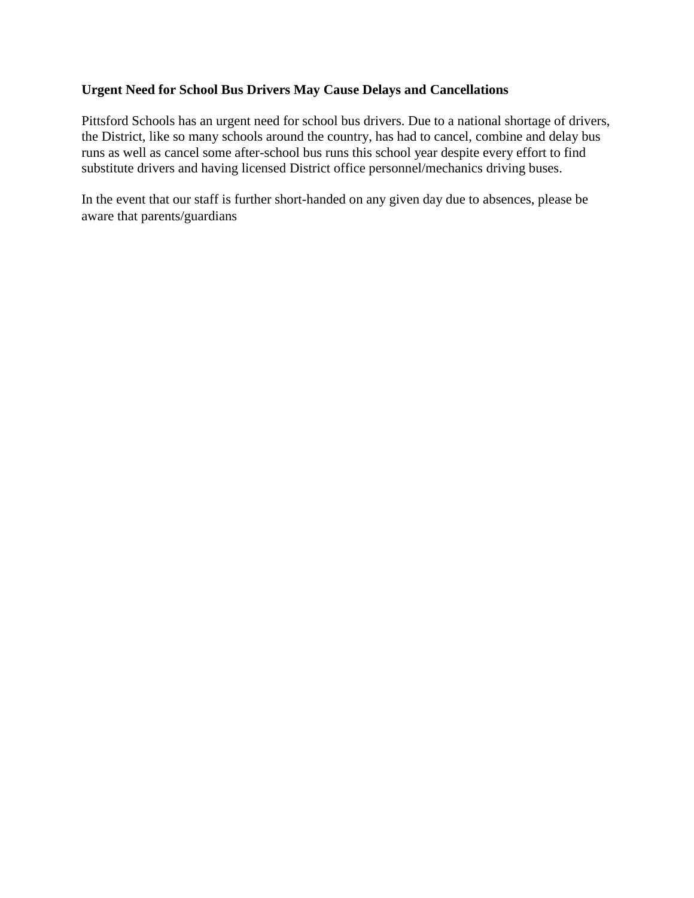**Urgent Need for School Bus Drivers May Cause Delays and Cancellations**

Pittsford Schools has an urgent need for school bus drivers. Due to a national shortage of drivers, the District, like so many schools around the country, has had to cancel, combine and delay bus runs as well as cancel some after-school bus runs this school year despite every effort to find substitute drivers and having licensed District office personnel/mechanics driving buses.

In the event that our staff is further short-handed on any given day due to absences, please be aware that parents/guardians